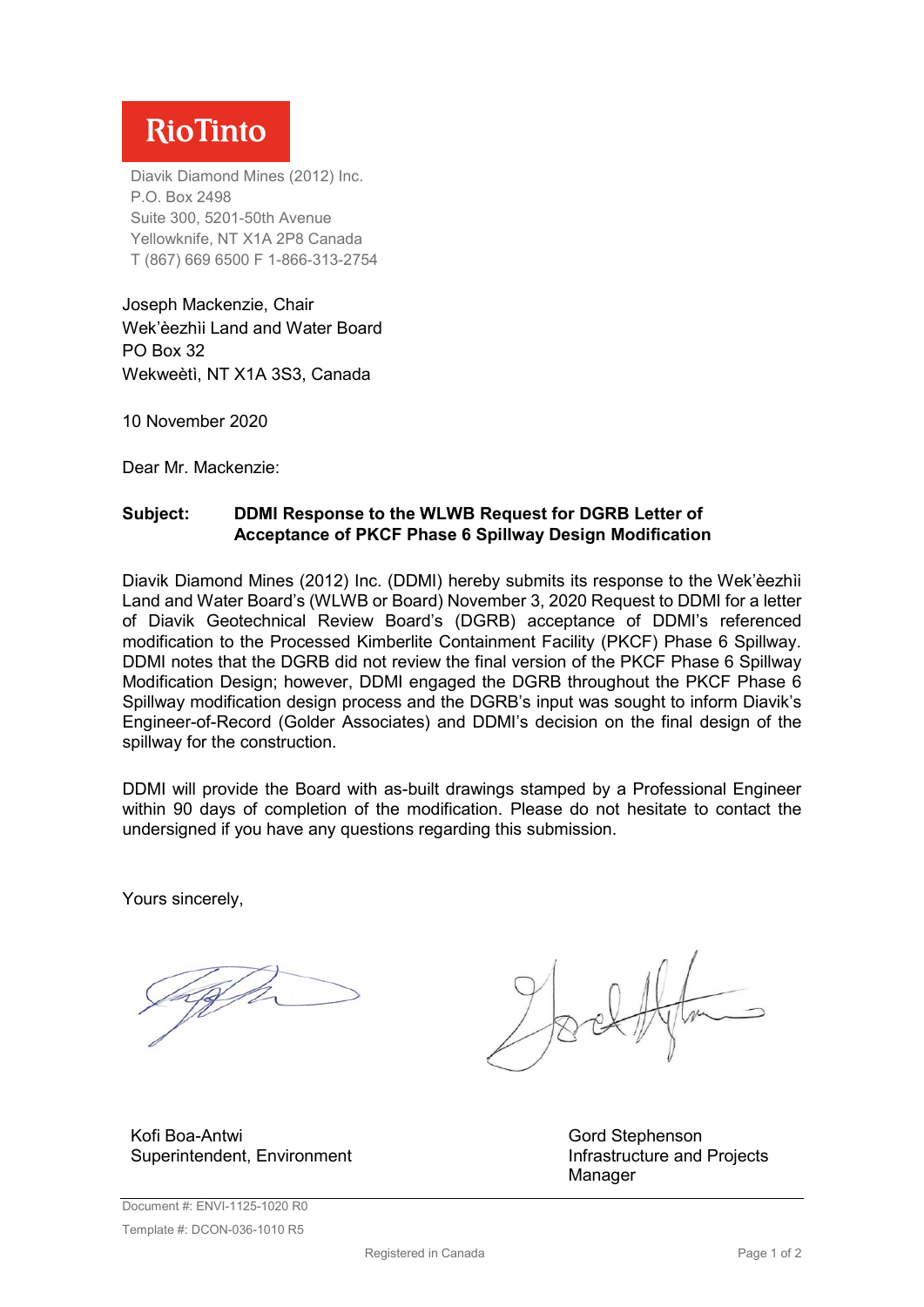**RioTinto**

Diavik Diamond Mines (2012) Inc.
P.O. Box 2498
Suite 300, 5201-50th Avenue
Yellowknife, NT X1A 2P8 Canada
T (867) 669 6500 F 1-866-313-2754

Joseph Mackenzie, Chair
Wek'èezhìi Land and Water Board
PO Box 32
Wekweètì, NT X1A 3S3, Canada

10 November 2020

Dear Mr. Mackenzie:

**Subject: DDMI Response to the WLWB Request for DGRB Letter of Acceptance of PKCF Phase 6 Spillway Design Modification**

Diavik Diamond Mines (2012) Inc. (DDMI) hereby submits its response to the Wek'èezhìi Land and Water Board's (WLWB or Board) November 3, 2020 Request to DDMI for a letter of Diavik Geotechnical Review Board's (DGRB) acceptance of DDMI's referenced modification to the Processed Kimberlite Containment Facility (PKCF) Phase 6 Spillway. DDMI notes that the DGRB did not review the final version of the PKCF Phase 6 Spillway Modification Design; however, DDMI engaged the DGRB throughout the PKCF Phase 6 Spillway modification design process and the DGRB's input was sought to inform Diavik's Engineer-of-Record (Golder Associates) and DDMI's decision on the final design of the spillway for the construction.

DDMI will provide the Board with as-built drawings stamped by a Professional Engineer within 90 days of completion of the modification. Please do not hesitate to contact the undersigned if you have any questions regarding this submission.

Yours sincerely,

Kofi Boa-Antwi
Superintendent, Environment

Gord Stephenson
Infrastructure and Projects Manager

Document #: ENVI-1125-1020 R0
Template #: DCON-036-1010 R5

Registered in Canada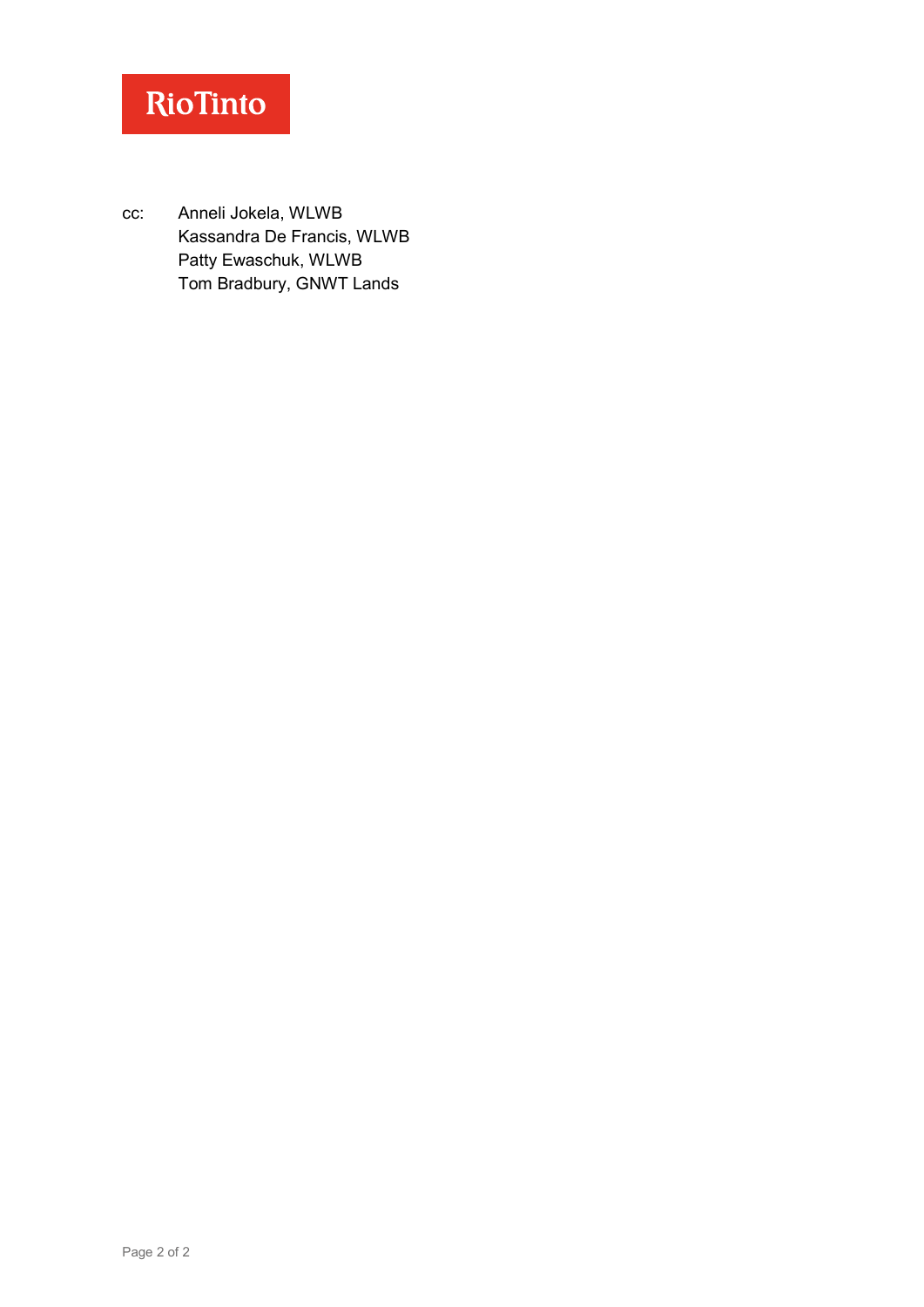Rio Tinto

cc: Anneli Jokela, WLWB  
Kassandra De Francis, WLWB  
Patty Ewaschuk, WLWB  
Tom Bradbury, GNWT Lands